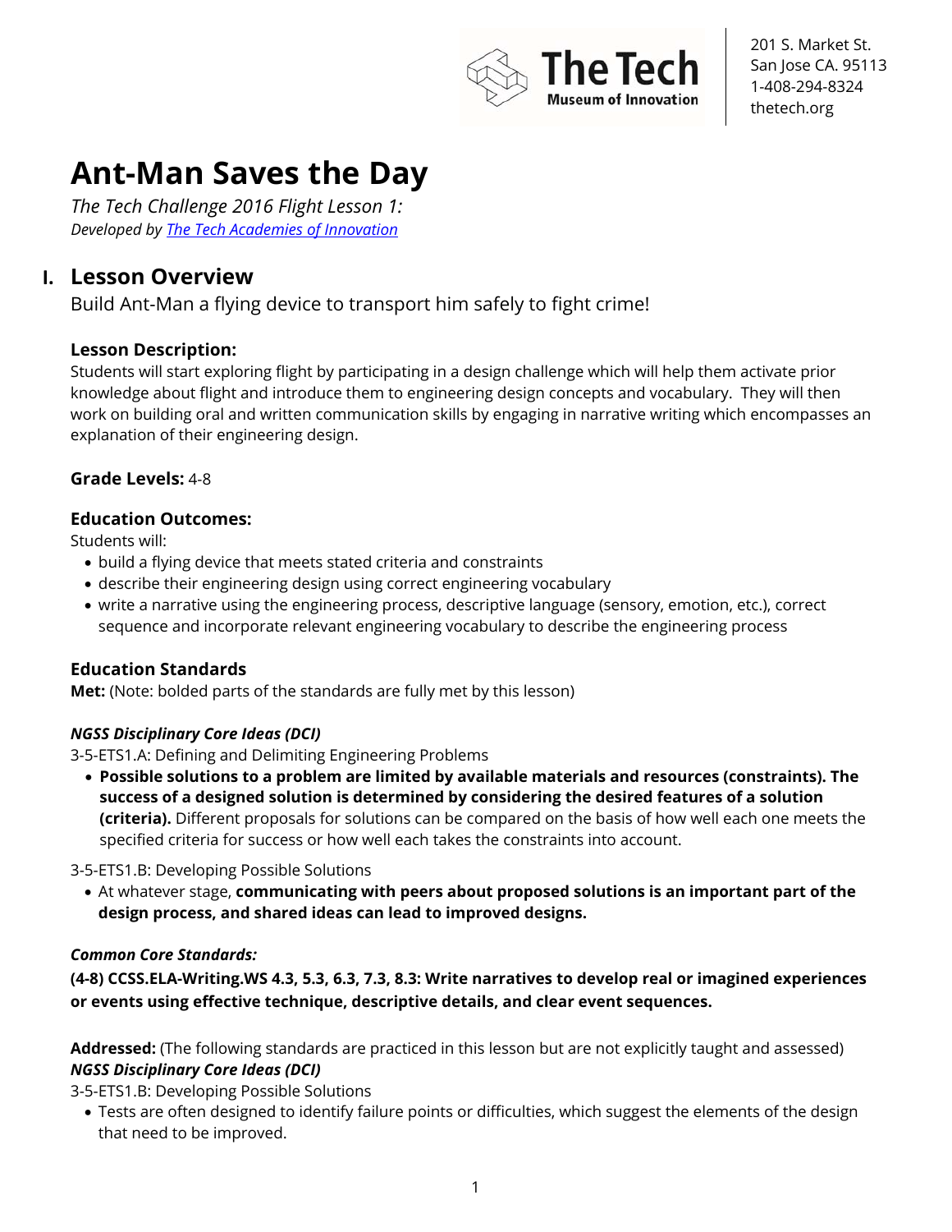The Tech Museum of Innovation

201 S. Market St.
San Jose CA. 95113
1-408-294-8324
thetech.org

# Ant-Man Saves the Day

*The Tech Challenge 2016 Flight Lesson 1:*
*Developed by The Tech Academies of Innovation*

## I. Lesson Overview

Build Ant-Man a flying device to transport him safely to fight crime!

### Lesson Description:

Students will start exploring flight by participating in a design challenge which will help them activate prior knowledge about flight and introduce them to engineering design concepts and vocabulary. They will then work on building oral and written communication skills by engaging in narrative writing which encompasses an explanation of their engineering design.

**Grade Levels:** 4-8

### Education Outcomes:

Students will:

- build a flying device that meets stated criteria and constraints
- describe their engineering design using correct engineering vocabulary
- write a narrative using the engineering process, descriptive language (sensory, emotion, etc.), correct sequence and incorporate relevant engineering vocabulary to describe the engineering process

### Education Standards

**Met:** (Note: bolded parts of the standards are fully met by this lesson)

***NGSS Disciplinary Core Ideas (DCI)***

3-5-ETS1.A: Defining and Delimiting Engineering Problems

- **Possible solutions to a problem are limited by available materials and resources (constraints). The success of a designed solution is determined by considering the desired features of a solution (criteria).** Different proposals for solutions can be compared on the basis of how well each one meets the specified criteria for success or how well each takes the constraints into account.

3-5-ETS1.B: Developing Possible Solutions

- At whatever stage, **communicating with peers about proposed solutions is an important part of the design process, and shared ideas can lead to improved designs.**

***Common Core Standards:***

**(4-8) CCSS.ELA-Writing.WS 4.3, 5.3, 6.3, 7.3, 8.3: Write narratives to develop real or imagined experiences or events using effective technique, descriptive details, and clear event sequences.**

**Addressed:** (The following standards are practiced in this lesson but are not explicitly taught and assessed)

***NGSS Disciplinary Core Ideas (DCI)***

3-5-ETS1.B: Developing Possible Solutions

- Tests are often designed to identify failure points or difficulties, which suggest the elements of the design that need to be improved.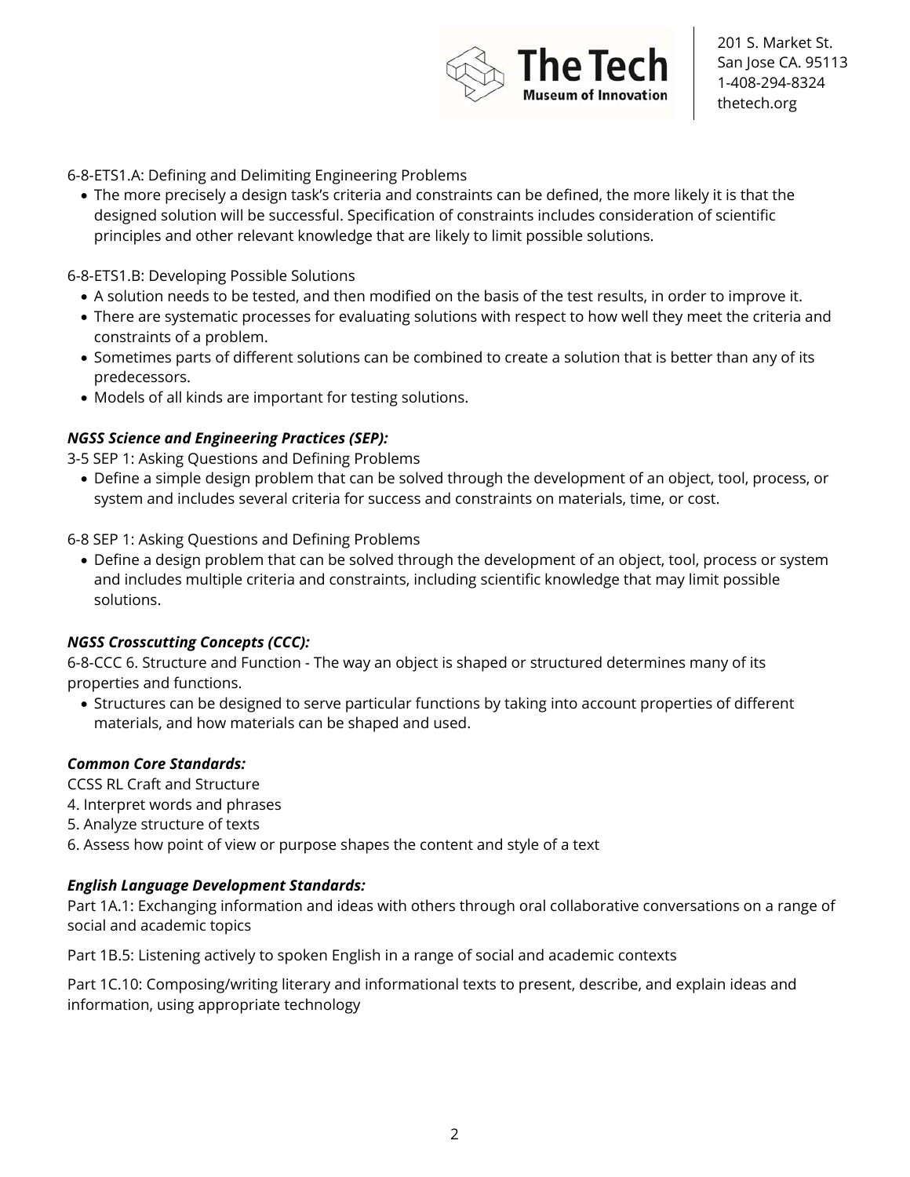6-8-ETS1.A: Defining and Delimiting Engineering Problems

- The more precisely a design task's criteria and constraints can be defined, the more likely it is that the designed solution will be successful. Specification of constraints includes consideration of scientific principles and other relevant knowledge that are likely to limit possible solutions.

6-8-ETS1.B: Developing Possible Solutions

- A solution needs to be tested, and then modified on the basis of the test results, in order to improve it.
- There are systematic processes for evaluating solutions with respect to how well they meet the criteria and constraints of a problem.
- Sometimes parts of different solutions can be combined to create a solution that is better than any of its predecessors.
- Models of all kinds are important for testing solutions.

***NGSS Science and Engineering Practices (SEP):***

3-5 SEP 1: Asking Questions and Defining Problems

- Define a simple design problem that can be solved through the development of an object, tool, process, or system and includes several criteria for success and constraints on materials, time, or cost.

6-8 SEP 1: Asking Questions and Defining Problems

- Define a design problem that can be solved through the development of an object, tool, process or system and includes multiple criteria and constraints, including scientific knowledge that may limit possible solutions.

***NGSS Crosscutting Concepts (CCC):***

6-8-CCC 6. Structure and Function - The way an object is shaped or structured determines many of its properties and functions.

- Structures can be designed to serve particular functions by taking into account properties of different materials, and how materials can be shaped and used.

***Common Core Standards:***

CCSS RL Craft and Structure

4. Interpret words and phrases
5. Analyze structure of texts
6. Assess how point of view or purpose shapes the content and style of a text

***English Language Development Standards:***

Part 1A.1: Exchanging information and ideas with others through oral collaborative conversations on a range of social and academic topics

Part 1B.5: Listening actively to spoken English in a range of social and academic contexts

Part 1C.10: Composing/writing literary and informational texts to present, describe, and explain ideas and information, using appropriate technology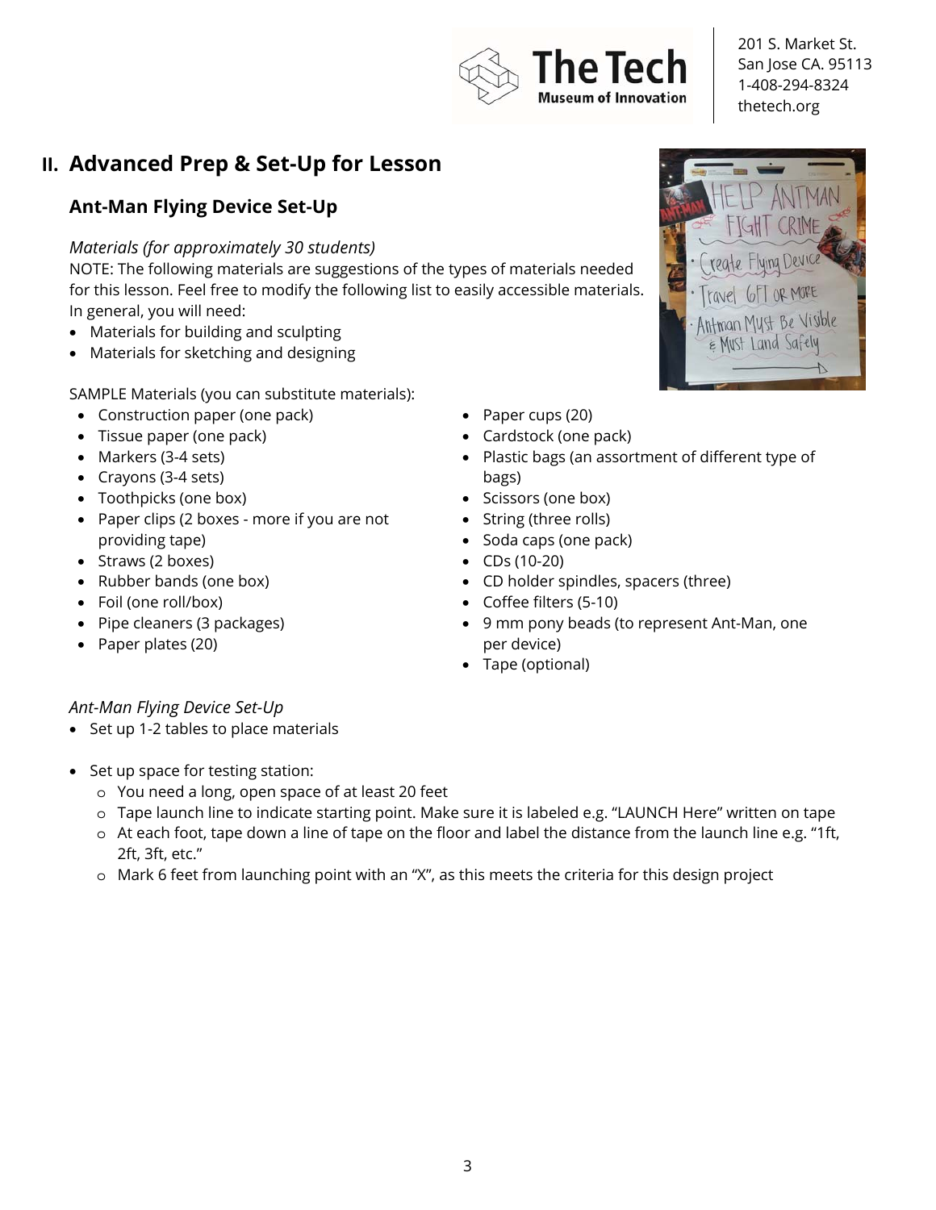## II. Advanced Prep & Set-Up for Lesson

### Ant-Man Flying Device Set-Up

*Materials (for approximately 30 students)*

NOTE: The following materials are suggestions of the types of materials needed for this lesson. Feel free to modify the following list to easily accessible materials. In general, you will need:

- Materials for building and sculpting
- Materials for sketching and designing

SAMPLE Materials (you can substitute materials):

- Construction paper (one pack)
- Tissue paper (one pack)
- Markers (3-4 sets)
- Crayons (3-4 sets)
- Toothpicks (one box)
- Paper clips (2 boxes - more if you are not providing tape)
- Straws (2 boxes)
- Rubber bands (one box)
- Foil (one roll/box)
- Pipe cleaners (3 packages)
- Paper plates (20)
- Paper cups (20)
- Cardstock (one pack)
- Plastic bags (an assortment of different type of bags)
- Scissors (one box)
- String (three rolls)
- Soda caps (one pack)
- CDs (10-20)
- CD holder spindles, spacers (three)
- Coffee filters (5-10)
- 9 mm pony beads (to represent Ant-Man, one per device)
- Tape (optional)

*Ant-Man Flying Device Set-Up*

- Set up 1-2 tables to place materials
- Set up space for testing station:
  - You need a long, open space of at least 20 feet
  - Tape launch line to indicate starting point. Make sure it is labeled e.g. "LAUNCH Here" written on tape
  - At each foot, tape down a line of tape on the floor and label the distance from the launch line e.g. "1ft, 2ft, 3ft, etc."
  - Mark 6 feet from launching point with an "X", as this meets the criteria for this design project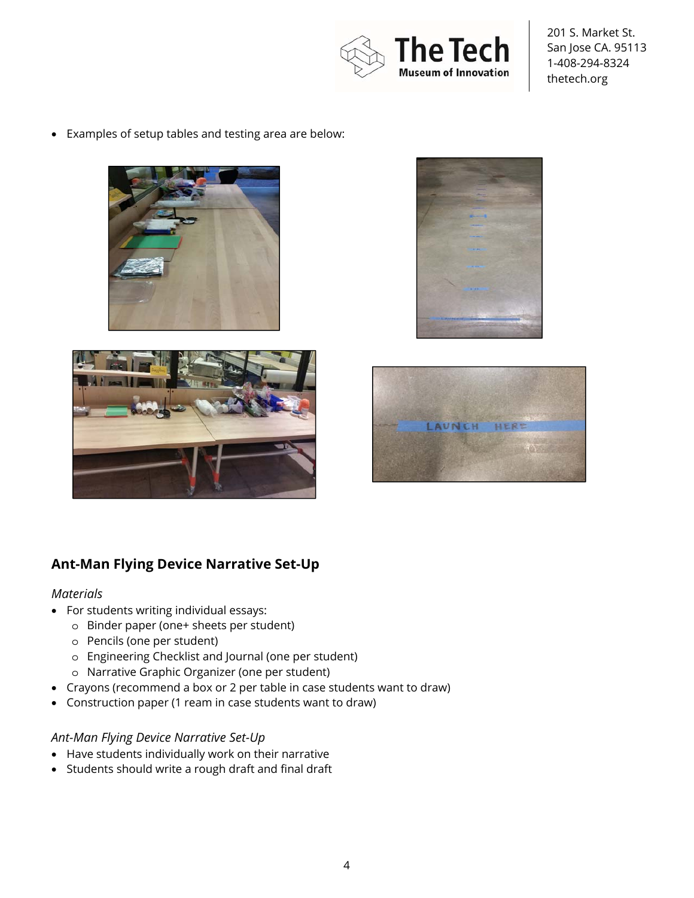- Examples of setup tables and testing area are below:

## Ant-Man Flying Device Narrative Set-Up

*Materials*

- For students writing individual essays:
    - Binder paper (one+ sheets per student)
    - Pencils (one per student)
    - Engineering Checklist and Journal (one per student)
    - Narrative Graphic Organizer (one per student)
- Crayons (recommend a box or 2 per table in case students want to draw)
- Construction paper (1 ream in case students want to draw)

*Ant-Man Flying Device Narrative Set-Up*

- Have students individually work on their narrative
- Students should write a rough draft and final draft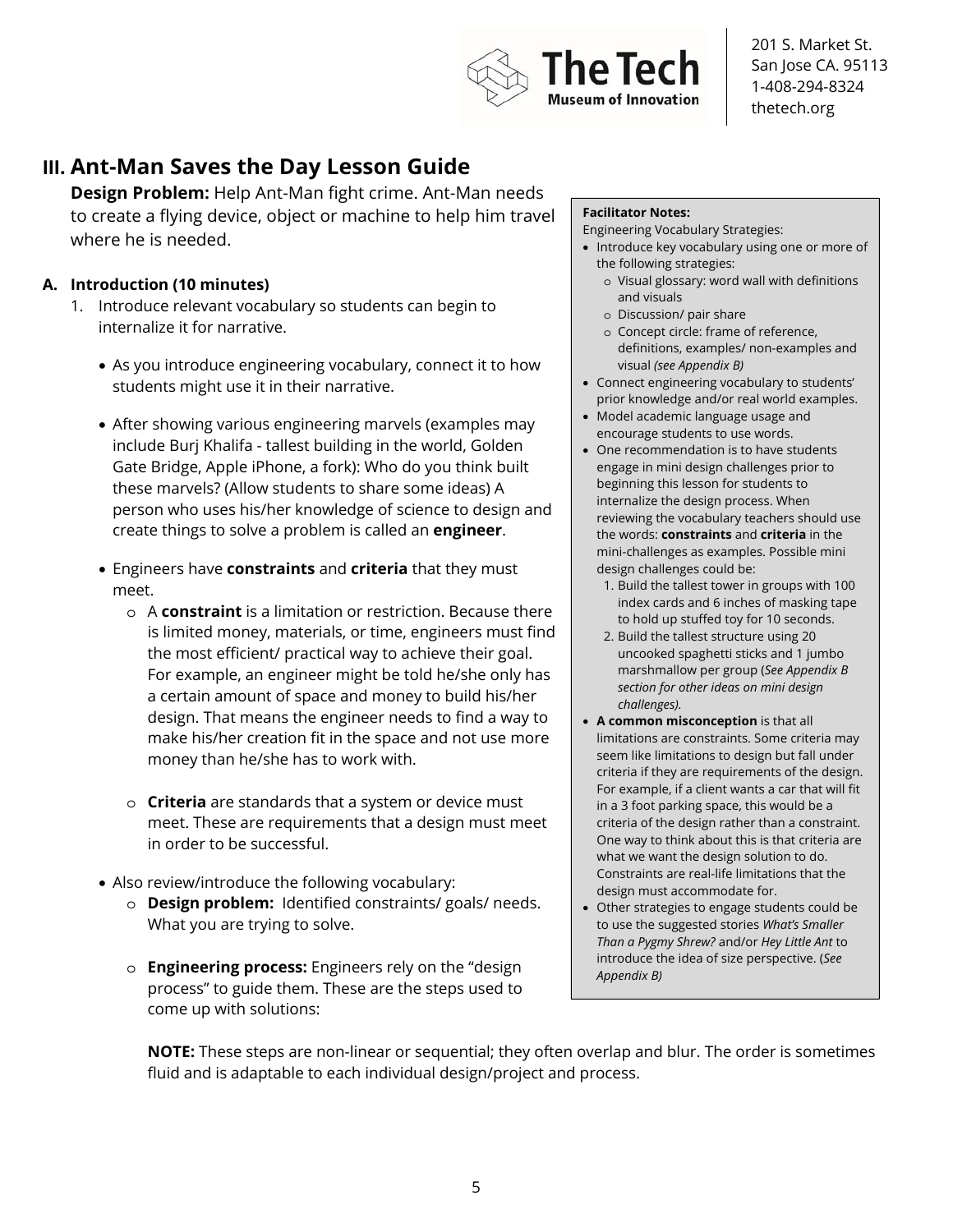## III. Ant-Man Saves the Day Lesson Guide

**Design Problem:** Help Ant-Man fight crime. Ant-Man needs to create a flying device, object or machine to help him travel where he is needed.

### A. Introduction (10 minutes)

1. Introduce relevant vocabulary so students can begin to internalize it for narrative.

   - As you introduce engineering vocabulary, connect it to how students might use it in their narrative.
   - After showing various engineering marvels (examples may include Burj Khalifa - tallest building in the world, Golden Gate Bridge, Apple iPhone, a fork): Who do you think built these marvels? (Allow students to share some ideas) A person who uses his/her knowledge of science to design and create things to solve a problem is called an **engineer**.
   - Engineers have **constraints** and **criteria** that they must meet.
     - A **constraint** is a limitation or restriction. Because there is limited money, materials, or time, engineers must find the most efficient/ practical way to achieve their goal. For example, an engineer might be told he/she only has a certain amount of space and money to build his/her design. That means the engineer needs to find a way to make his/her creation fit in the space and not use more money than he/she has to work with.
     - **Criteria** are standards that a system or device must meet. These are requirements that a design must meet in order to be successful.
   - Also review/introduce the following vocabulary:
     - **Design problem:** Identified constraints/ goals/ needs. What you are trying to solve.
     - **Engineering process:** Engineers rely on the "design process" to guide them. These are the steps used to come up with solutions:

**NOTE:** These steps are non-linear or sequential; they often overlap and blur. The order is sometimes fluid and is adaptable to each individual design/project and process.

> **Facilitator Notes:**
> Engineering Vocabulary Strategies:
> - Introduce key vocabulary using one or more of the following strategies:
>   - Visual glossary: word wall with definitions and visuals
>   - Discussion/ pair share
>   - Concept circle: frame of reference, definitions, examples/ non-examples and visual *(see Appendix B)*
> - Connect engineering vocabulary to students' prior knowledge and/or real world examples.
> - Model academic language usage and encourage students to use words.
> - One recommendation is to have students engage in mini design challenges prior to beginning this lesson for students to internalize the design process. When reviewing the vocabulary teachers should use the words: **constraints** and **criteria** in the mini-challenges as examples. Possible mini design challenges could be:
>   1. Build the tallest tower in groups with 100 index cards and 6 inches of masking tape to hold up stuffed toy for 10 seconds.
>   2. Build the tallest structure using 20 uncooked spaghetti sticks and 1 jumbo marshmallow per group (*See Appendix B section for other ideas on mini design challenges).*
> - **A common misconception** is that all limitations are constraints. Some criteria may seem like limitations to design but fall under criteria if they are requirements of the design. For example, if a client wants a car that will fit in a 3 foot parking space, this would be a criteria of the design rather than a constraint. One way to think about this is that criteria are what we want the design solution to do. Constraints are real-life limitations that the design must accommodate for.
> - Other strategies to engage students could be to use the suggested stories *What's Smaller Than a Pygmy Shrew?* and/or *Hey Little Ant* to introduce the idea of size perspective. (*See Appendix B)*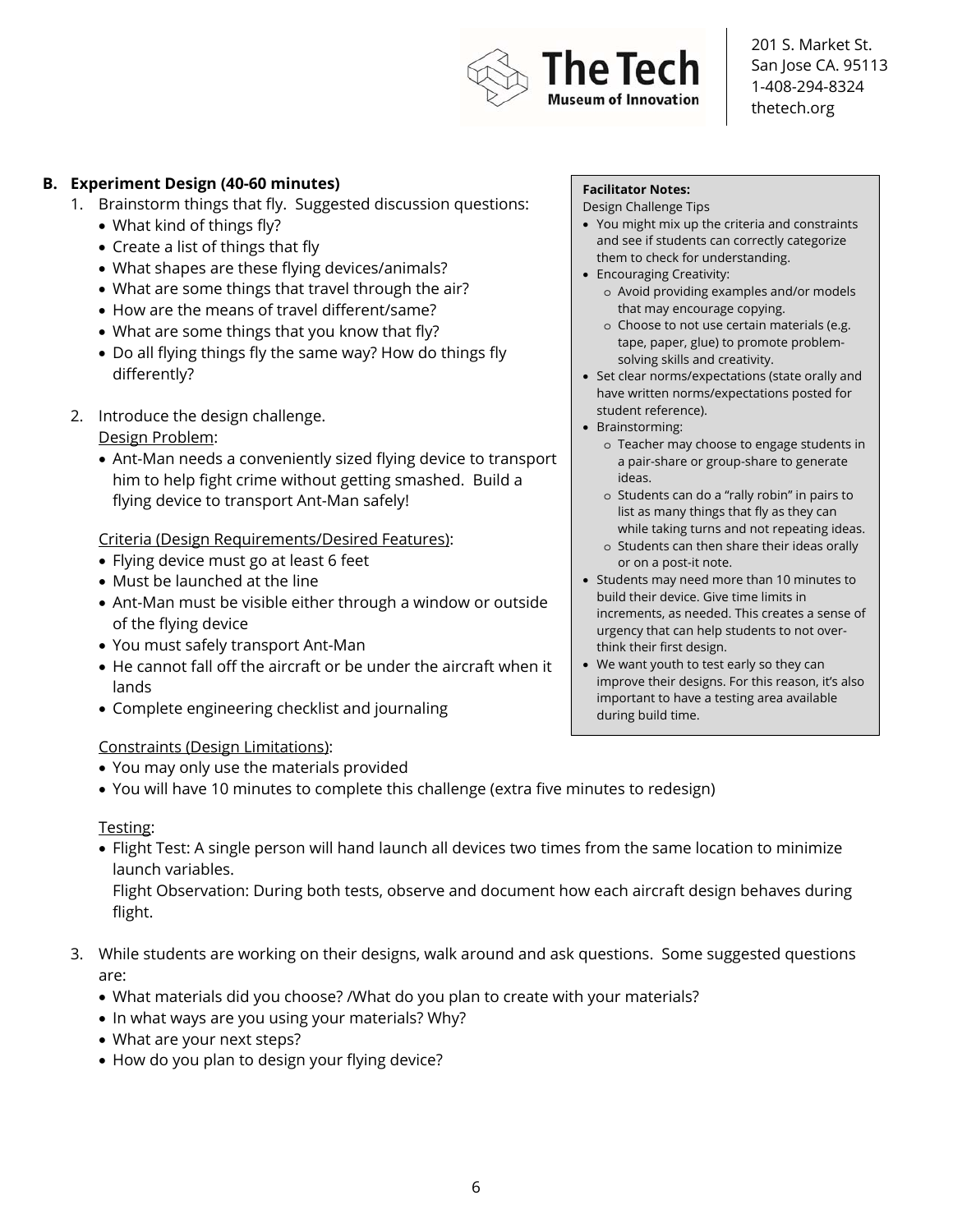## B. Experiment Design (40-60 minutes)

1. Brainstorm things that fly. Suggested discussion questions:
   - What kind of things fly?
   - Create a list of things that fly
   - What shapes are these flying devices/animals?
   - What are some things that travel through the air?
   - How are the means of travel different/same?
   - What are some things that you know that fly?
   - Do all flying things fly the same way? How do things fly differently?

2. Introduce the design challenge.

   Design Problem:
   - Ant-Man needs a conveniently sized flying device to transport him to help fight crime without getting smashed. Build a flying device to transport Ant-Man safely!

   Criteria (Design Requirements/Desired Features):
   - Flying device must go at least 6 feet
   - Must be launched at the line
   - Ant-Man must be visible either through a window or outside of the flying device
   - You must safely transport Ant-Man
   - He cannot fall off the aircraft or be under the aircraft when it lands
   - Complete engineering checklist and journaling

   Constraints (Design Limitations):
   - You may only use the materials provided
   - You will have 10 minutes to complete this challenge (extra five minutes to redesign)

   Testing:
   - Flight Test: A single person will hand launch all devices two times from the same location to minimize launch variables.
     Flight Observation: During both tests, observe and document how each aircraft design behaves during flight.

3. While students are working on their designs, walk around and ask questions. Some suggested questions are:
   - What materials did you choose? /What do you plan to create with your materials?
   - In what ways are you using your materials? Why?
   - What are your next steps?
   - How do you plan to design your flying device?

> **Facilitator Notes:**
> Design Challenge Tips
> - You might mix up the criteria and constraints and see if students can correctly categorize them to check for understanding.
> - Encouraging Creativity:
>   - Avoid providing examples and/or models that may encourage copying.
>   - Choose to not use certain materials (e.g. tape, paper, glue) to promote problem-solving skills and creativity.
> - Set clear norms/expectations (state orally and have written norms/expectations posted for student reference).
> - Brainstorming:
>   - Teacher may choose to engage students in a pair-share or group-share to generate ideas.
>   - Students can do a "rally robin" in pairs to list as many things that fly as they can while taking turns and not repeating ideas.
>   - Students can then share their ideas orally or on a post-it note.
> - Students may need more than 10 minutes to build their device. Give time limits in increments, as needed. This creates a sense of urgency that can help students to not over-think their first design.
> - We want youth to test early so they can improve their designs. For this reason, it's also important to have a testing area available during build time.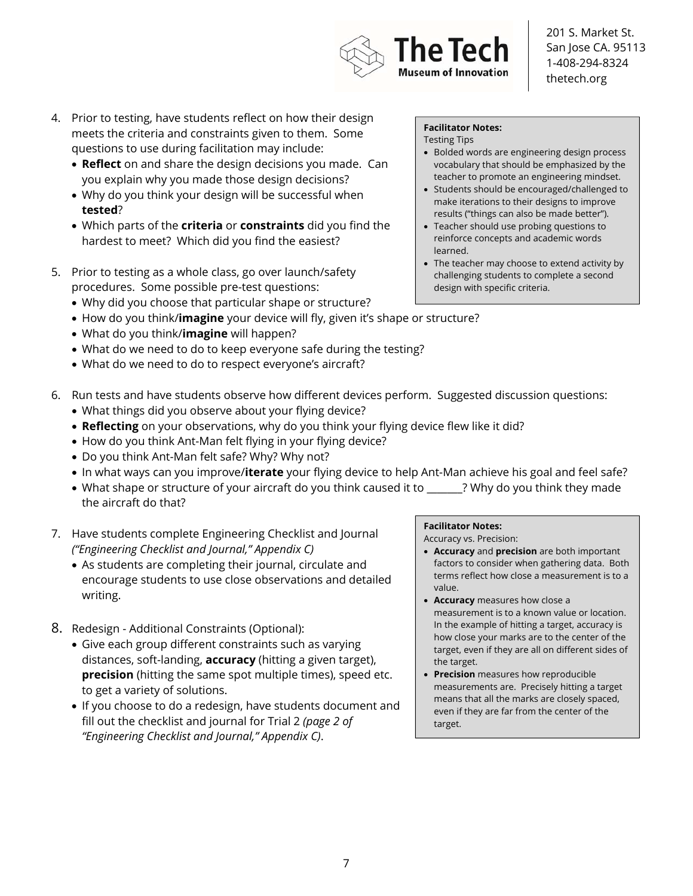4. Prior to testing, have students reflect on how their design meets the criteria and constraints given to them. Some questions to use during facilitation may include:
   - **Reflect** on and share the design decisions you made. Can you explain why you made those design decisions?
   - Why do you think your design will be successful when **tested**?
   - Which parts of the **criteria** or **constraints** did you find the hardest to meet? Which did you find the easiest?

> **Facilitator Notes:**
> Testing Tips
> - Bolded words are engineering design process vocabulary that should be emphasized by the teacher to promote an engineering mindset.
> - Students should be encouraged/challenged to make iterations to their designs to improve results ("things can also be made better").
> - Teacher should use probing questions to reinforce concepts and academic words learned.
> - The teacher may choose to extend activity by challenging students to complete a second design with specific criteria.

5. Prior to testing as a whole class, go over launch/safety procedures. Some possible pre-test questions:
   - Why did you choose that particular shape or structure?
   - How do you think/**imagine** your device will fly, given it's shape or structure?
   - What do you think/**imagine** will happen?
   - What do we need to do to keep everyone safe during the testing?
   - What do we need to do to respect everyone's aircraft?

6. Run tests and have students observe how different devices perform. Suggested discussion questions:
   - What things did you observe about your flying device?
   - **Reflecting** on your observations, why do you think your flying device flew like it did?
   - How do you think Ant-Man felt flying in your flying device?
   - Do you think Ant-Man felt safe? Why? Why not?
   - In what ways can you improve/**iterate** your flying device to help Ant-Man achieve his goal and feel safe?
   - What shape or structure of your aircraft do you think caused it to _______? Why do you think they made the aircraft do that?

7. Have students complete Engineering Checklist and Journal *("Engineering Checklist and Journal," Appendix C)*
   - As students are completing their journal, circulate and encourage students to use close observations and detailed writing.

8. Redesign - Additional Constraints (Optional):
   - Give each group different constraints such as varying distances, soft-landing, **accuracy** (hitting a given target), **precision** (hitting the same spot multiple times), speed etc. to get a variety of solutions.
   - If you choose to do a redesign, have students document and fill out the checklist and journal for Trial 2 *(page 2 of "Engineering Checklist and Journal," Appendix C)*.

> **Facilitator Notes:**
> Accuracy vs. Precision:
> - **Accuracy** and **precision** are both important factors to consider when gathering data. Both terms reflect how close a measurement is to a value.
> - **Accuracy** measures how close a measurement is to a known value or location. In the example of hitting a target, accuracy is how close your marks are to the center of the target, even if they are all on different sides of the target.
> - **Precision** measures how reproducible measurements are. Precisely hitting a target means that all the marks are closely spaced, even if they are far from the center of the target.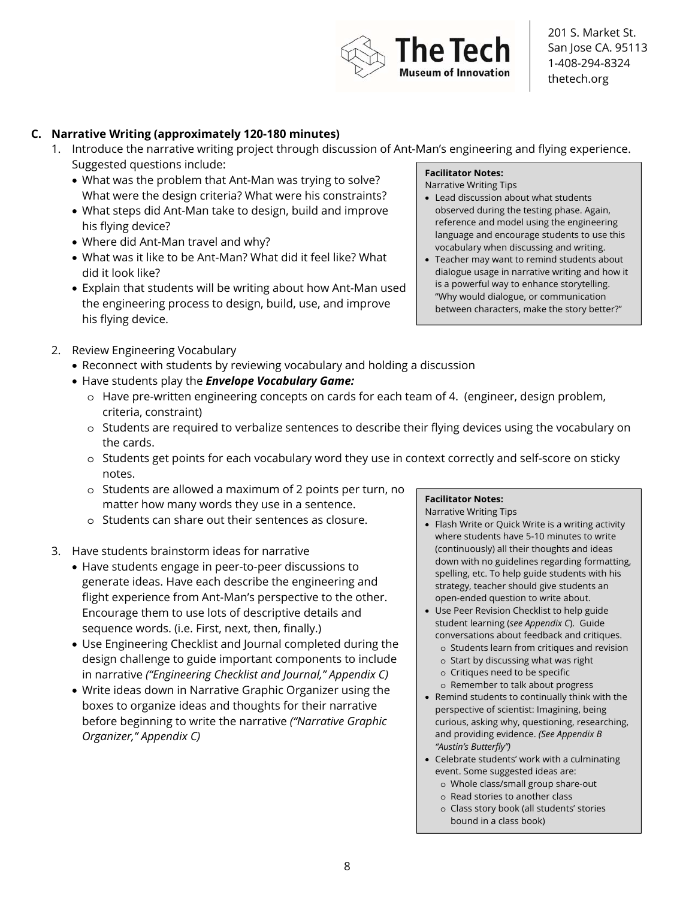### C. Narrative Writing (approximately 120-180 minutes)

1. Introduce the narrative writing project through discussion of Ant-Man's engineering and flying experience. Suggested questions include:
   - What was the problem that Ant-Man was trying to solve? What were the design criteria? What were his constraints?
   - What steps did Ant-Man take to design, build and improve his flying device?
   - Where did Ant-Man travel and why?
   - What was it like to be Ant-Man? What did it feel like? What did it look like?
   - Explain that students will be writing about how Ant-Man used the engineering process to design, build, use, and improve his flying device.

> **Facilitator Notes:**
> Narrative Writing Tips
> - Lead discussion about what students observed during the testing phase. Again, reference and model using the engineering language and encourage students to use this vocabulary when discussing and writing.
> - Teacher may want to remind students about dialogue usage in narrative writing and how it is a powerful way to enhance storytelling. "Why would dialogue, or communication between characters, make the story better?"

2. Review Engineering Vocabulary
   - Reconnect with students by reviewing vocabulary and holding a discussion
   - Have students play the ***Envelope Vocabulary Game:***
     - Have pre-written engineering concepts on cards for each team of 4. (engineer, design problem, criteria, constraint)
     - Students are required to verbalize sentences to describe their flying devices using the vocabulary on the cards.
     - Students get points for each vocabulary word they use in context correctly and self-score on sticky notes.
     - Students are allowed a maximum of 2 points per turn, no matter how many words they use in a sentence.
     - Students can share out their sentences as closure.

3. Have students brainstorm ideas for narrative
   - Have students engage in peer-to-peer discussions to generate ideas. Have each describe the engineering and flight experience from Ant-Man's perspective to the other. Encourage them to use lots of descriptive details and sequence words. (i.e. First, next, then, finally.)
   - Use Engineering Checklist and Journal completed during the design challenge to guide important components to include in narrative *("Engineering Checklist and Journal," Appendix C)*
   - Write ideas down in Narrative Graphic Organizer using the boxes to organize ideas and thoughts for their narrative before beginning to write the narrative *("Narrative Graphic Organizer," Appendix C)*

> **Facilitator Notes:**
> Narrative Writing Tips
> - Flash Write or Quick Write is a writing activity where students have 5-10 minutes to write (continuously) all their thoughts and ideas down with no guidelines regarding formatting, spelling, etc. To help guide students with his strategy, teacher should give students an open-ended question to write about.
> - Use Peer Revision Checklist to help guide student learning (*see Appendix C*). Guide conversations about feedback and critiques.
>   - Students learn from critiques and revision
>   - Start by discussing what was right
>   - Critiques need to be specific
>   - Remember to talk about progress
> - Remind students to continually think with the perspective of scientist: Imagining, being curious, asking why, questioning, researching, and providing evidence. *(See Appendix B "Austin's Butterfly")*
> - Celebrate students' work with a culminating event. Some suggested ideas are:
>   - Whole class/small group share-out
>   - Read stories to another class
>   - Class story book (all students' stories bound in a class book)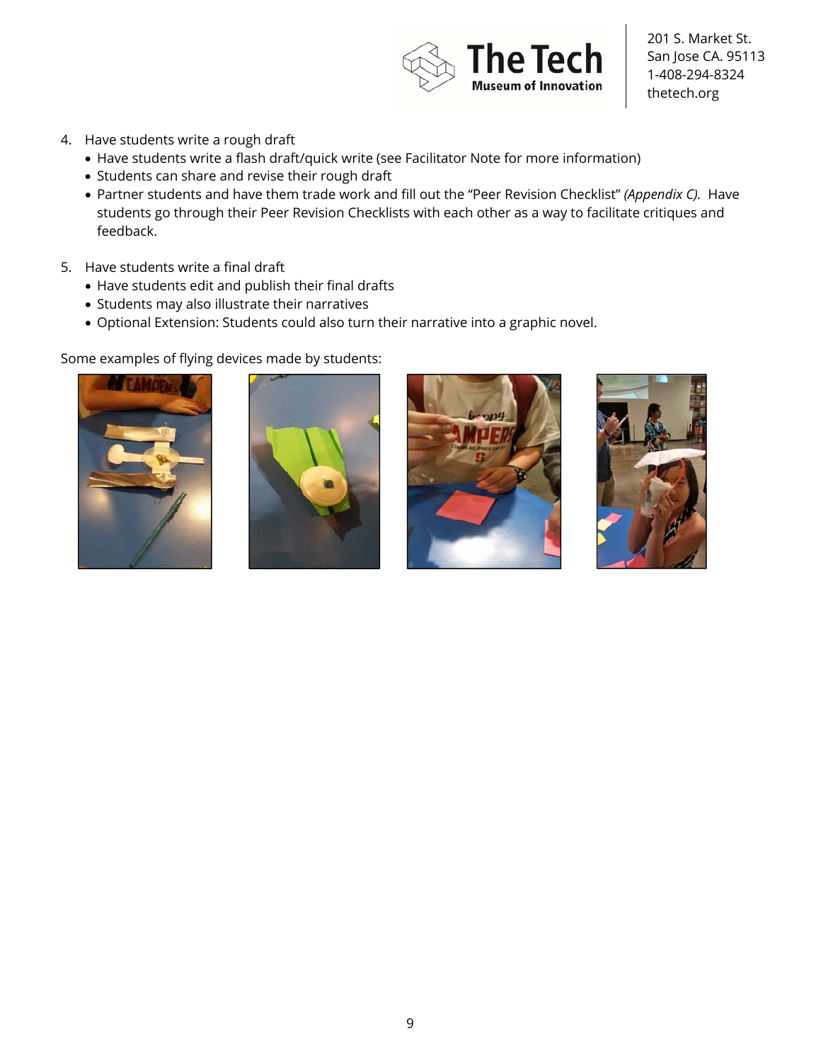4. Have students write a rough draft
   - Have students write a flash draft/quick write (see Facilitator Note for more information)
   - Students can share and revise their rough draft
   - Partner students and have them trade work and fill out the "Peer Revision Checklist" *(Appendix C).* Have students go through their Peer Revision Checklists with each other as a way to facilitate critiques and feedback.

5. Have students write a final draft
   - Have students edit and publish their final drafts
   - Students may also illustrate their narratives
   - Optional Extension: Students could also turn their narrative into a graphic novel.

Some examples of flying devices made by students: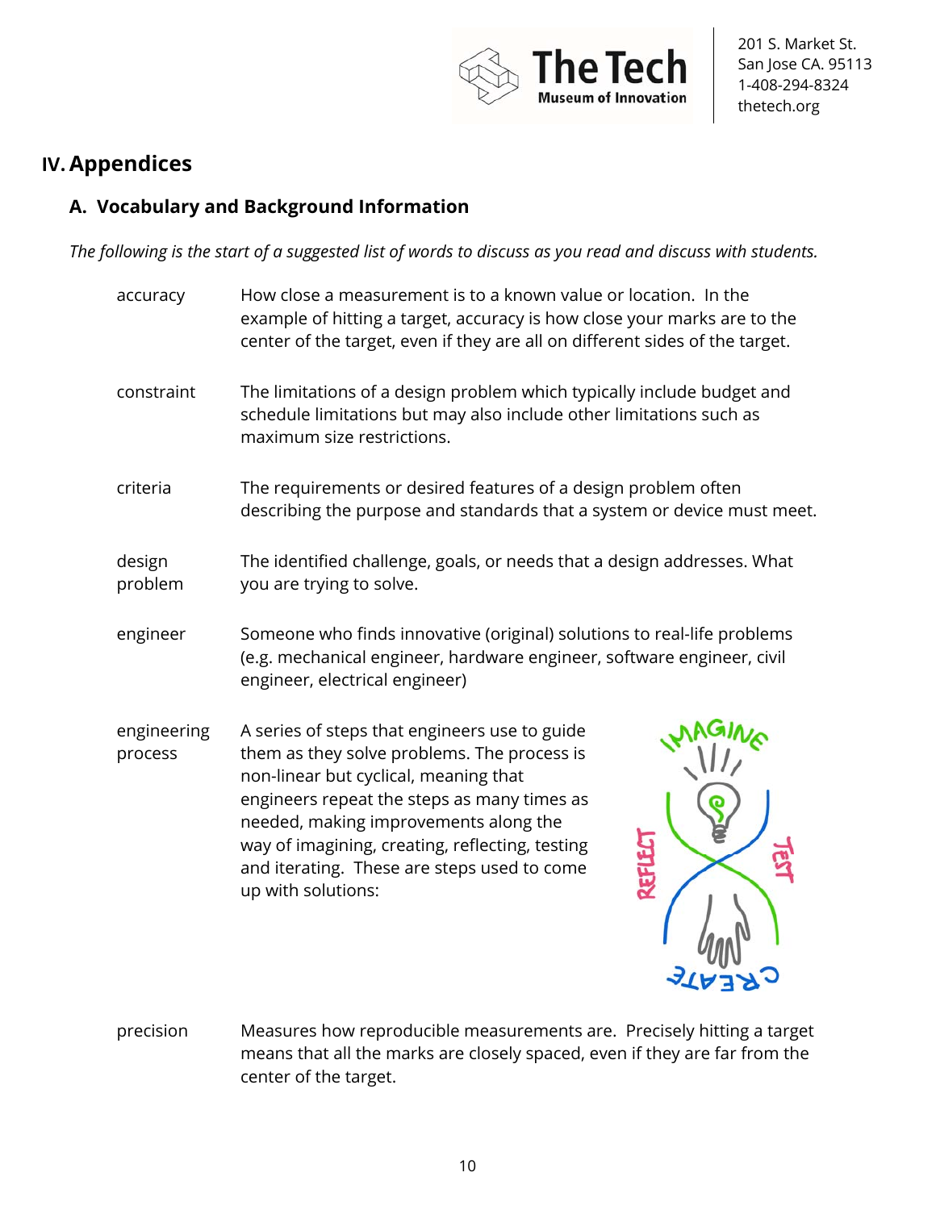# IV. Appendices

## A. Vocabulary and Background Information

*The following is the start of a suggested list of words to discuss as you read and discuss with students.*

**accuracy** — How close a measurement is to a known value or location. In the example of hitting a target, accuracy is how close your marks are to the center of the target, even if they are all on different sides of the target.

**constraint** — The limitations of a design problem which typically include budget and schedule limitations but may also include other limitations such as maximum size restrictions.

**criteria** — The requirements or desired features of a design problem often describing the purpose and standards that a system or device must meet.

**design problem** — The identified challenge, goals, or needs that a design addresses. What you are trying to solve.

**engineer** — Someone who finds innovative (original) solutions to real-life problems (e.g. mechanical engineer, hardware engineer, software engineer, civil engineer, electrical engineer)

**engineering process** — A series of steps that engineers use to guide them as they solve problems. The process is non-linear but cyclical, meaning that engineers repeat the steps as many times as needed, making improvements along the way of imagining, creating, reflecting, testing and iterating. These are steps used to come up with solutions:

**precision** — Measures how reproducible measurements are. Precisely hitting a target means that all the marks are closely spaced, even if they are far from the center of the target.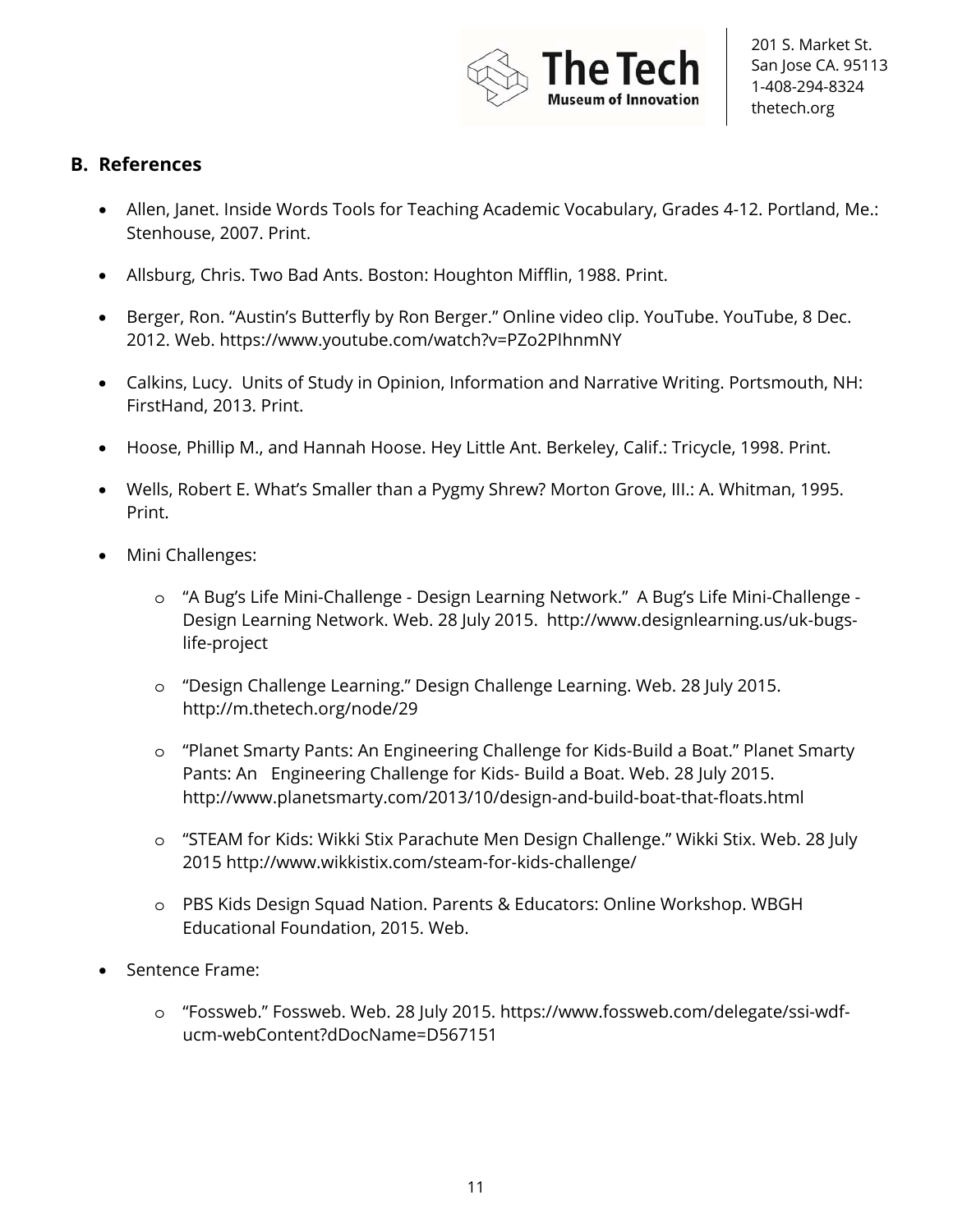## B. References

- Allen, Janet. Inside Words Tools for Teaching Academic Vocabulary, Grades 4-12. Portland, Me.: Stenhouse, 2007. Print.
- Allsburg, Chris. Two Bad Ants. Boston: Houghton Mifflin, 1988. Print.
- Berger, Ron. "Austin's Butterfly by Ron Berger." Online video clip. YouTube. YouTube, 8 Dec. 2012. Web. https://www.youtube.com/watch?v=PZo2PIhnmNY
- Calkins, Lucy. Units of Study in Opinion, Information and Narrative Writing. Portsmouth, NH: FirstHand, 2013. Print.
- Hoose, Phillip M., and Hannah Hoose. Hey Little Ant. Berkeley, Calif.: Tricycle, 1998. Print.
- Wells, Robert E. What's Smaller than a Pygmy Shrew? Morton Grove, Ill.: A. Whitman, 1995. Print.
- Mini Challenges:
    - "A Bug's Life Mini-Challenge - Design Learning Network." A Bug's Life Mini-Challenge - Design Learning Network. Web. 28 July 2015. http://www.designlearning.us/uk-bugs-life-project
    - "Design Challenge Learning." Design Challenge Learning. Web. 28 July 2015. http://m.thetech.org/node/29
    - "Planet Smarty Pants: An Engineering Challenge for Kids-Build a Boat." Planet Smarty Pants: An Engineering Challenge for Kids- Build a Boat. Web. 28 July 2015. http://www.planetsmarty.com/2013/10/design-and-build-boat-that-floats.html
    - "STEAM for Kids: Wikki Stix Parachute Men Design Challenge." Wikki Stix. Web. 28 July 2015 http://www.wikkistix.com/steam-for-kids-challenge/
    - PBS Kids Design Squad Nation. Parents & Educators: Online Workshop. WBGH Educational Foundation, 2015. Web.
- Sentence Frame:
    - "Fossweb." Fossweb. Web. 28 July 2015. https://www.fossweb.com/delegate/ssi-wdf-ucm-webContent?dDocName=D567151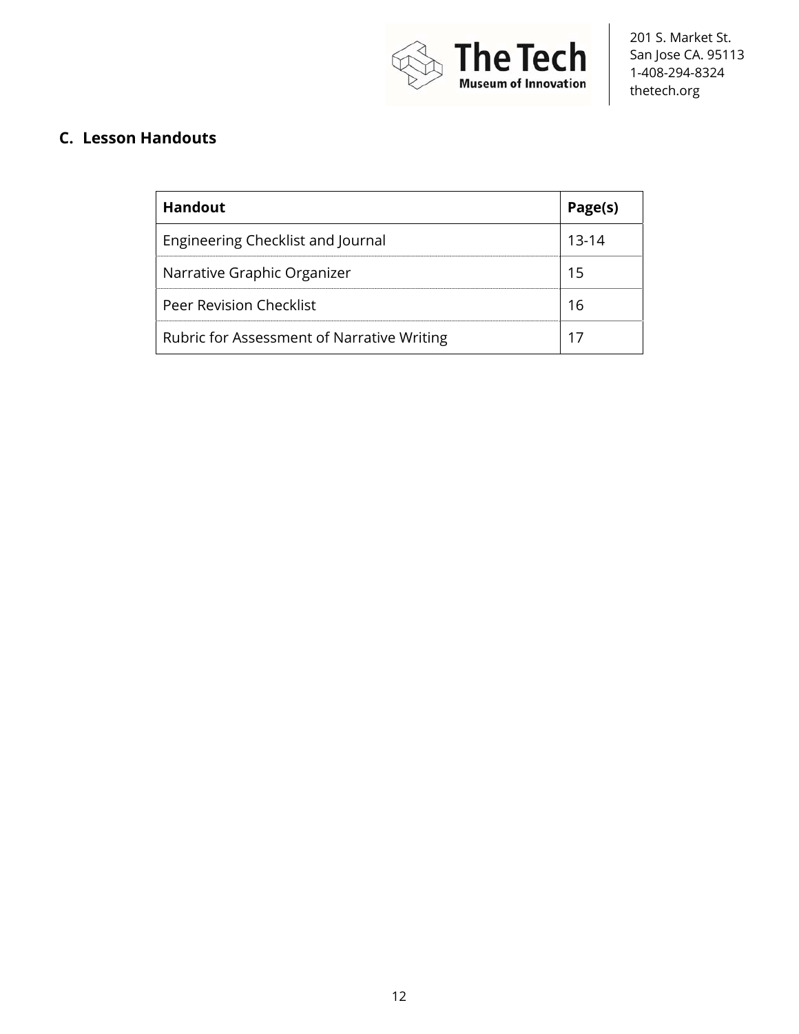## C. Lesson Handouts

| Handout | Page(s) |
| --- | --- |
| Engineering Checklist and Journal | 13-14 |
| Narrative Graphic Organizer | 15 |
| Peer Revision Checklist | 16 |
| Rubric for Assessment of Narrative Writing | 17 |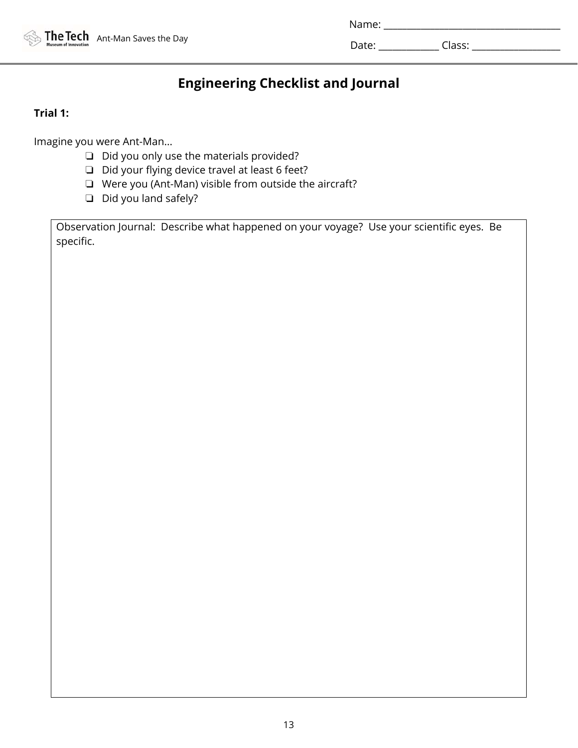Name: ___________________________________

Date: ____________ Class: __________________

# Engineering Checklist and Journal

**Trial 1:**

Imagine you were Ant-Man...

- ❏ Did you only use the materials provided?
- ❏ Did your flying device travel at least 6 feet?
- ❏ Were you (Ant-Man) visible from outside the aircraft?
- ❏ Did you land safely?

| Observation Journal: Describe what happened on your voyage? Use your scientific eyes. Be specific. |
| --- |
| |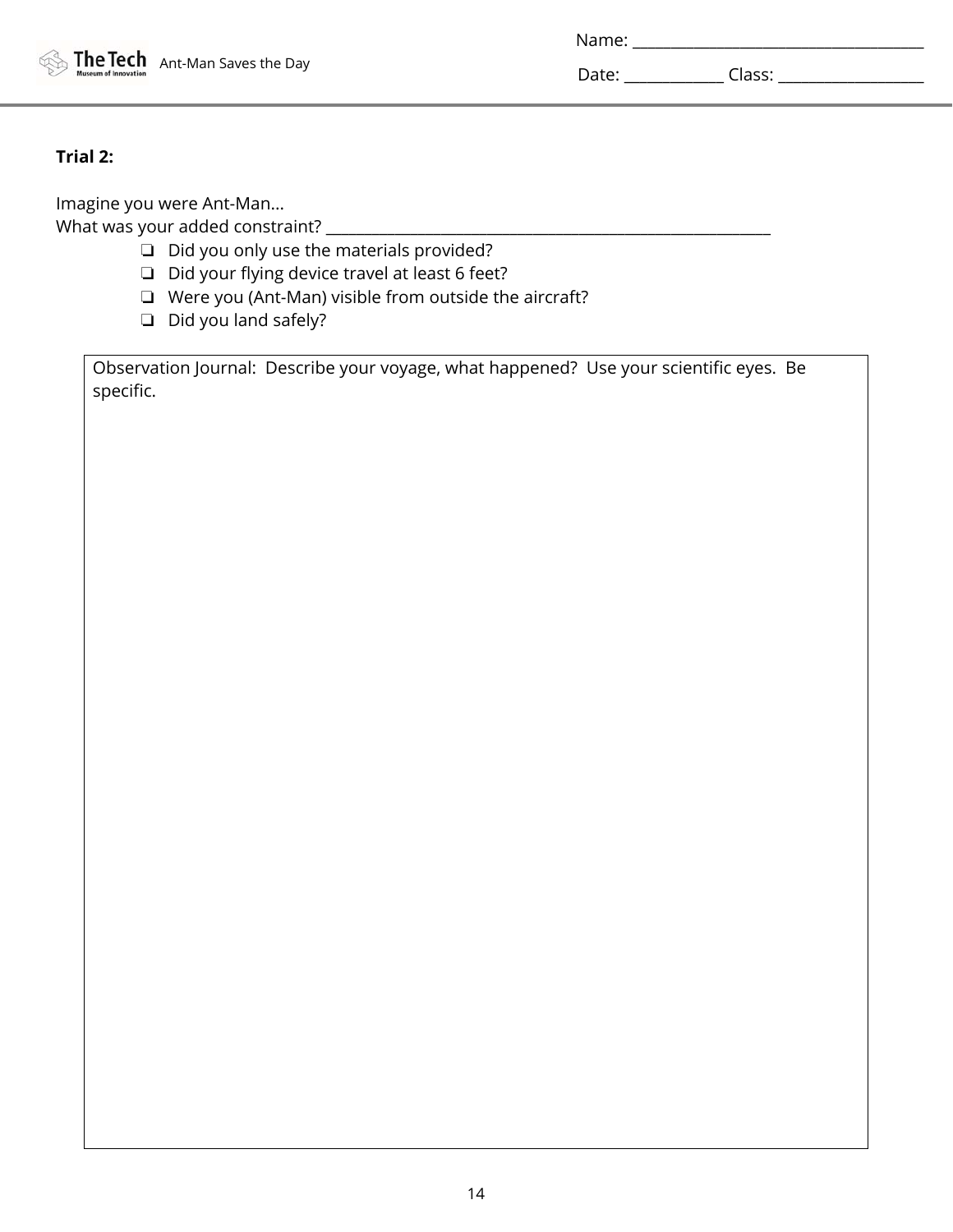**Trial 2:**

Imagine you were Ant-Man...
What was your added constraint? ________________________________________________________

- ❏ Did you only use the materials provided?
- ❏ Did your flying device travel at least 6 feet?
- ❏ Were you (Ant-Man) visible from outside the aircraft?
- ❏ Did you land safely?

| Observation Journal: Describe your voyage, what happened? Use your scientific eyes. Be specific. |
| --- |
| |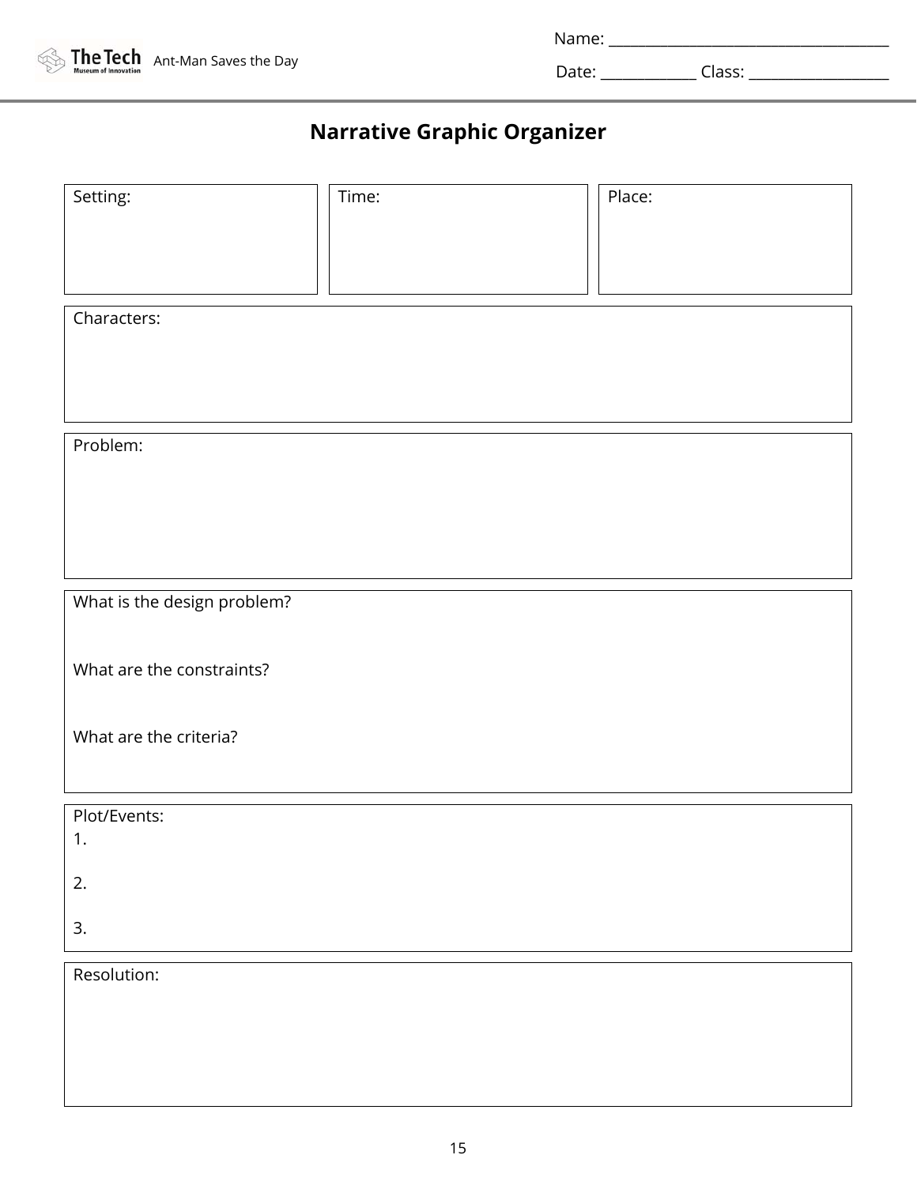Name: ____________________________________

Date: ____________ Class: __________________

## Narrative Graphic Organizer

| Setting: | Time: | Place: |
| --- | --- | --- |
| | | |

Characters:

Problem:

What is the design problem?

What are the constraints?

What are the criteria?

Plot/Events:

1.

2.

3.

Resolution: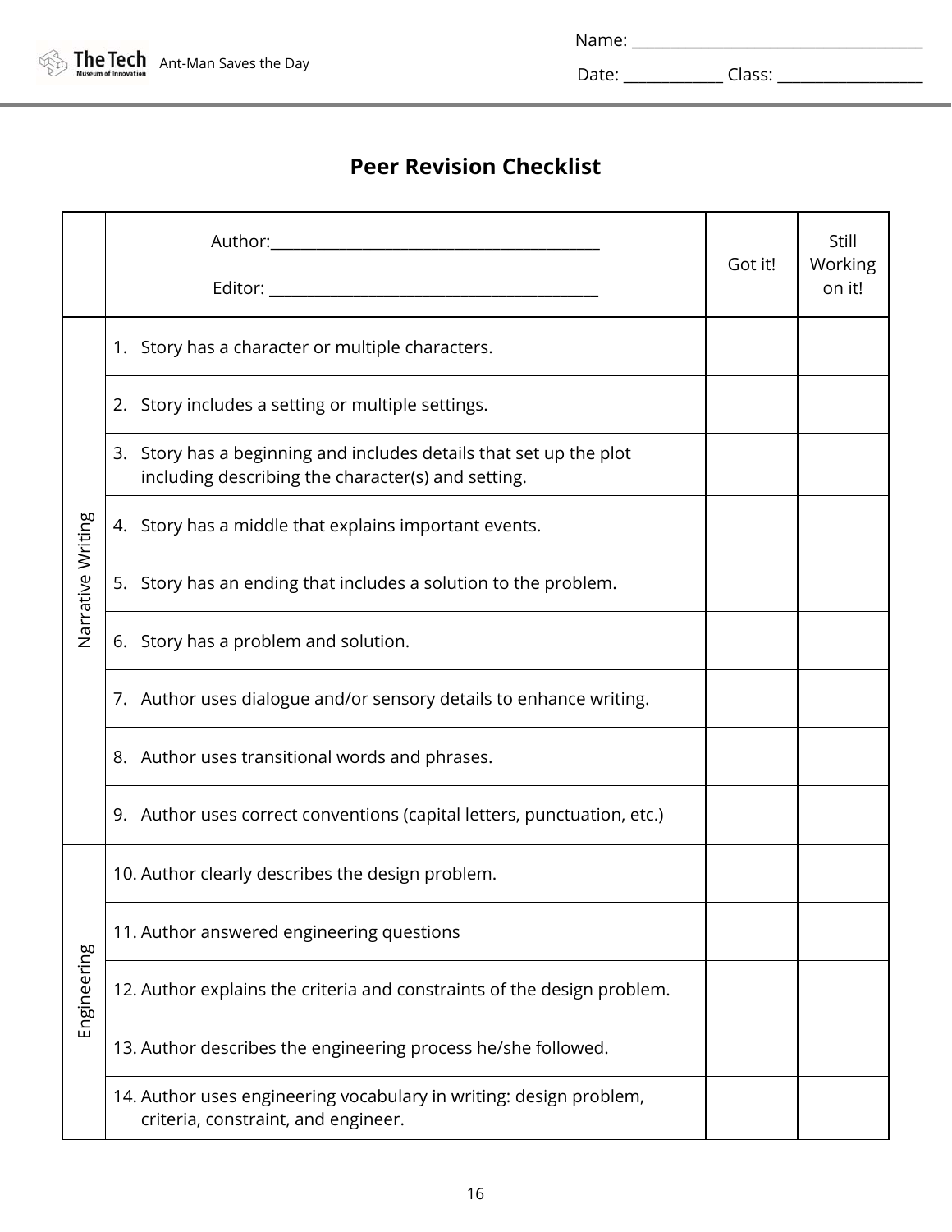Name: ___________________________________

Date: ____________ Class: __________________

## Peer Revision Checklist

| | Author:________________________________________<br>Editor: ________________________________________ | Got it! | Still Working on it! |
|---|---|---|---|
| Narrative Writing | 1. Story has a character or multiple characters. | | |
| | 2. Story includes a setting or multiple settings. | | |
| | 3. Story has a beginning and includes details that set up the plot including describing the character(s) and setting. | | |
| | 4. Story has a middle that explains important events. | | |
| | 5. Story has an ending that includes a solution to the problem. | | |
| | 6. Story has a problem and solution. | | |
| | 7. Author uses dialogue and/or sensory details to enhance writing. | | |
| | 8. Author uses transitional words and phrases. | | |
| | 9. Author uses correct conventions (capital letters, punctuation, etc.) | | |
| Engineering | 10. Author clearly describes the design problem. | | |
| | 11. Author answered engineering questions | | |
| | 12. Author explains the criteria and constraints of the design problem. | | |
| | 13. Author describes the engineering process he/she followed. | | |
| | 14. Author uses engineering vocabulary in writing: design problem, criteria, constraint, and engineer. | | |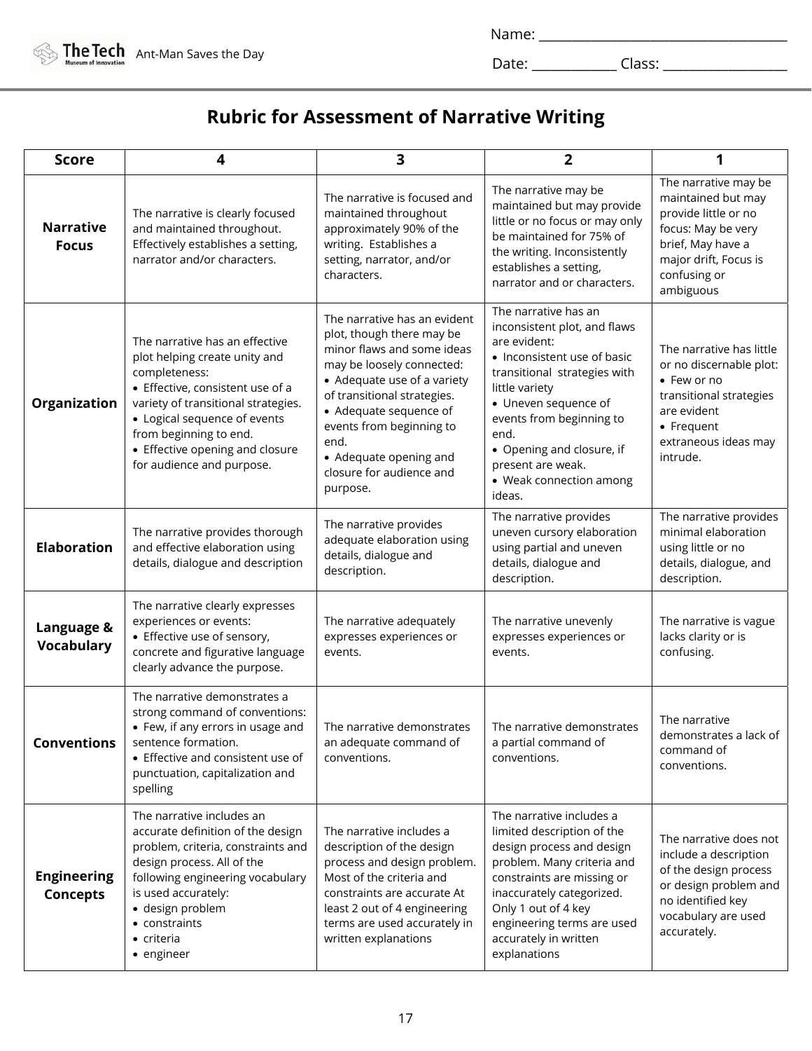Name: ___________________________________

Date: _____________ Class: __________________

# Rubric for Assessment of Narrative Writing

| Score | 4 | 3 | 2 | 1 |
|---|---|---|---|---|
| **Narrative Focus** | The narrative is clearly focused and maintained throughout. Effectively establishes a setting, narrator and/or characters. | The narrative is focused and maintained throughout approximately 90% of the writing. Establishes a setting, narrator, and/or characters. | The narrative may be maintained but may provide little or no focus or may only be maintained for 75% of the writing. Inconsistently establishes a setting, narrator and or characters. | The narrative may be maintained but may provide little or no focus: May be very brief, May have a major drift, Focus is confusing or ambiguous |
| **Organization** | The narrative has an effective plot helping create unity and completeness: • Effective, consistent use of a variety of transitional strategies. • Logical sequence of events from beginning to end. • Effective opening and closure for audience and purpose. | The narrative has an evident plot, though there may be minor flaws and some ideas may be loosely connected: • Adequate use of a variety of transitional strategies. • Adequate sequence of events from beginning to end. • Adequate opening and closure for audience and purpose. | The narrative has an inconsistent plot, and flaws are evident: • Inconsistent use of basic transitional strategies with little variety • Uneven sequence of events from beginning to end. • Opening and closure, if present are weak. • Weak connection among ideas. | The narrative has little or no discernable plot: • Few or no transitional strategies are evident • Frequent extraneous ideas may intrude. |
| **Elaboration** | The narrative provides thorough and effective elaboration using details, dialogue and description | The narrative provides adequate elaboration using details, dialogue and description. | The narrative provides uneven cursory elaboration using partial and uneven details, dialogue and description. | The narrative provides minimal elaboration using little or no details, dialogue, and description. |
| **Language & Vocabulary** | The narrative clearly expresses experiences or events: • Effective use of sensory, concrete and figurative language clearly advance the purpose. | The narrative adequately expresses experiences or events. | The narrative unevenly expresses experiences or events. | The narrative is vague lacks clarity or is confusing. |
| **Conventions** | The narrative demonstrates a strong command of conventions: • Few, if any errors in usage and sentence formation. • Effective and consistent use of punctuation, capitalization and spelling | The narrative demonstrates an adequate command of conventions. | The narrative demonstrates a partial command of conventions. | The narrative demonstrates a lack of command of conventions. |
| **Engineering Concepts** | The narrative includes an accurate definition of the design problem, criteria, constraints and design process. All of the following engineering vocabulary is used accurately: • design problem • constraints • criteria • engineer | The narrative includes a description of the design process and design problem. Most of the criteria and constraints are accurate At least 2 out of 4 engineering terms are used accurately in written explanations | The narrative includes a limited description of the design process and design problem. Many criteria and constraints are missing or inaccurately categorized. Only 1 out of 4 key engineering terms are used accurately in written explanations | The narrative does not include a description of the design process or design problem and no identified key vocabulary are used accurately. |